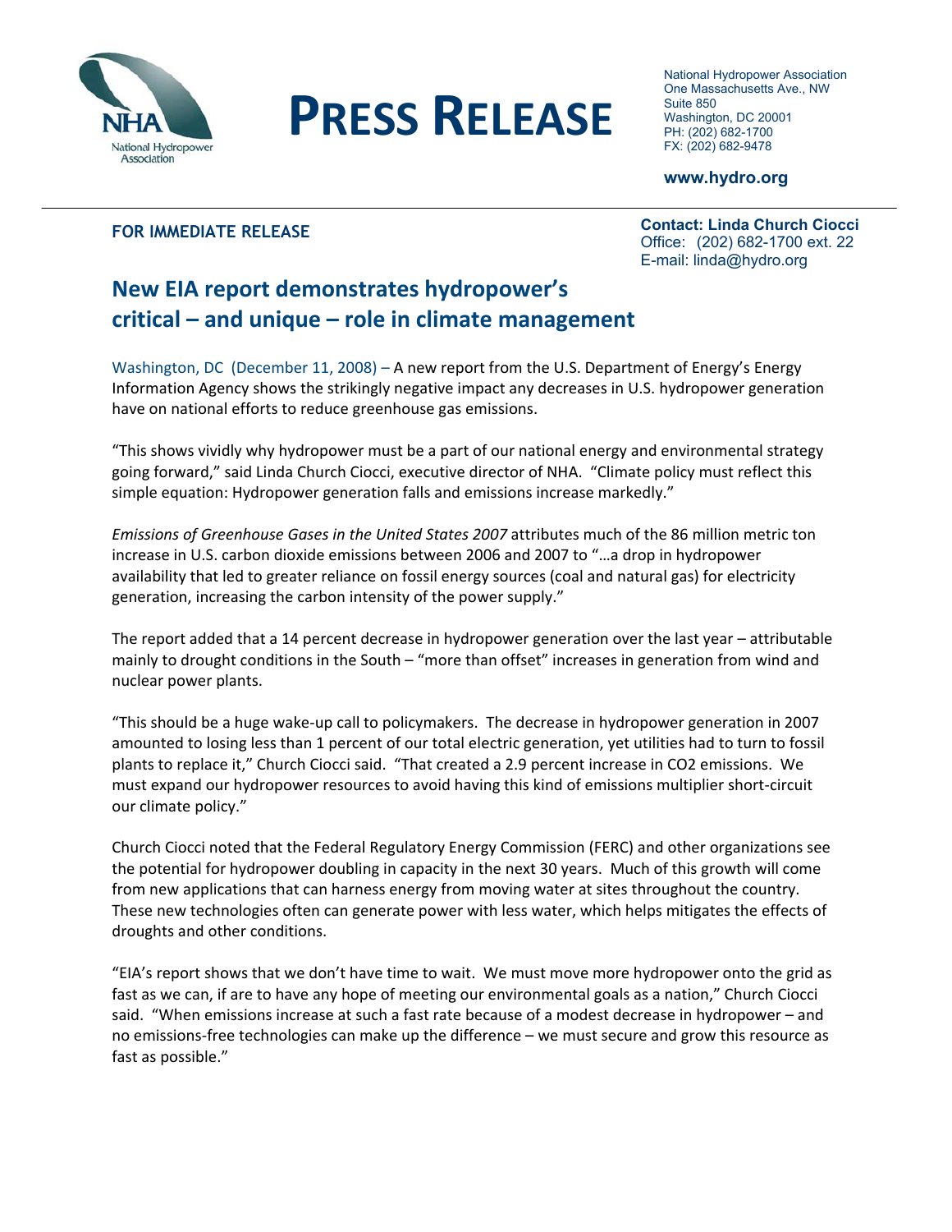NHA
National Hydropower Association

# PRESS RELEASE

National Hydropower Association
One Massachusetts Ave., NW
Suite 850
Washington, DC 20001
PH: (202) 682-1700
FX: (202) 682-9478

**www.hydro.org**

**FOR IMMEDIATE RELEASE**

**Contact: Linda Church Ciocci**
Office: (202) 682-1700 ext. 22
E-mail: linda@hydro.org

## New EIA report demonstrates hydropower's critical – and unique – role in climate management

Washington, DC (December 11, 2008) – A new report from the U.S. Department of Energy's Energy Information Agency shows the strikingly negative impact any decreases in U.S. hydropower generation have on national efforts to reduce greenhouse gas emissions.

"This shows vividly why hydropower must be a part of our national energy and environmental strategy going forward," said Linda Church Ciocci, executive director of NHA. "Climate policy must reflect this simple equation: Hydropower generation falls and emissions increase markedly."

*Emissions of Greenhouse Gases in the United States 2007* attributes much of the 86 million metric ton increase in U.S. carbon dioxide emissions between 2006 and 2007 to "…a drop in hydropower availability that led to greater reliance on fossil energy sources (coal and natural gas) for electricity generation, increasing the carbon intensity of the power supply."

The report added that a 14 percent decrease in hydropower generation over the last year – attributable mainly to drought conditions in the South – "more than offset" increases in generation from wind and nuclear power plants.

"This should be a huge wake-up call to policymakers. The decrease in hydropower generation in 2007 amounted to losing less than 1 percent of our total electric generation, yet utilities had to turn to fossil plants to replace it," Church Ciocci said. "That created a 2.9 percent increase in $CO_2$ emissions. We must expand our hydropower resources to avoid having this kind of emissions multiplier short-circuit our climate policy."

Church Ciocci noted that the Federal Regulatory Energy Commission (FERC) and other organizations see the potential for hydropower doubling in capacity in the next 30 years. Much of this growth will come from new applications that can harness energy from moving water at sites throughout the country. These new technologies often can generate power with less water, which helps mitigates the effects of droughts and other conditions.

"EIA's report shows that we don't have time to wait. We must move more hydropower onto the grid as fast as we can, if are to have any hope of meeting our environmental goals as a nation," Church Ciocci said. "When emissions increase at such a fast rate because of a modest decrease in hydropower – and no emissions-free technologies can make up the difference – we must secure and grow this resource as fast as possible."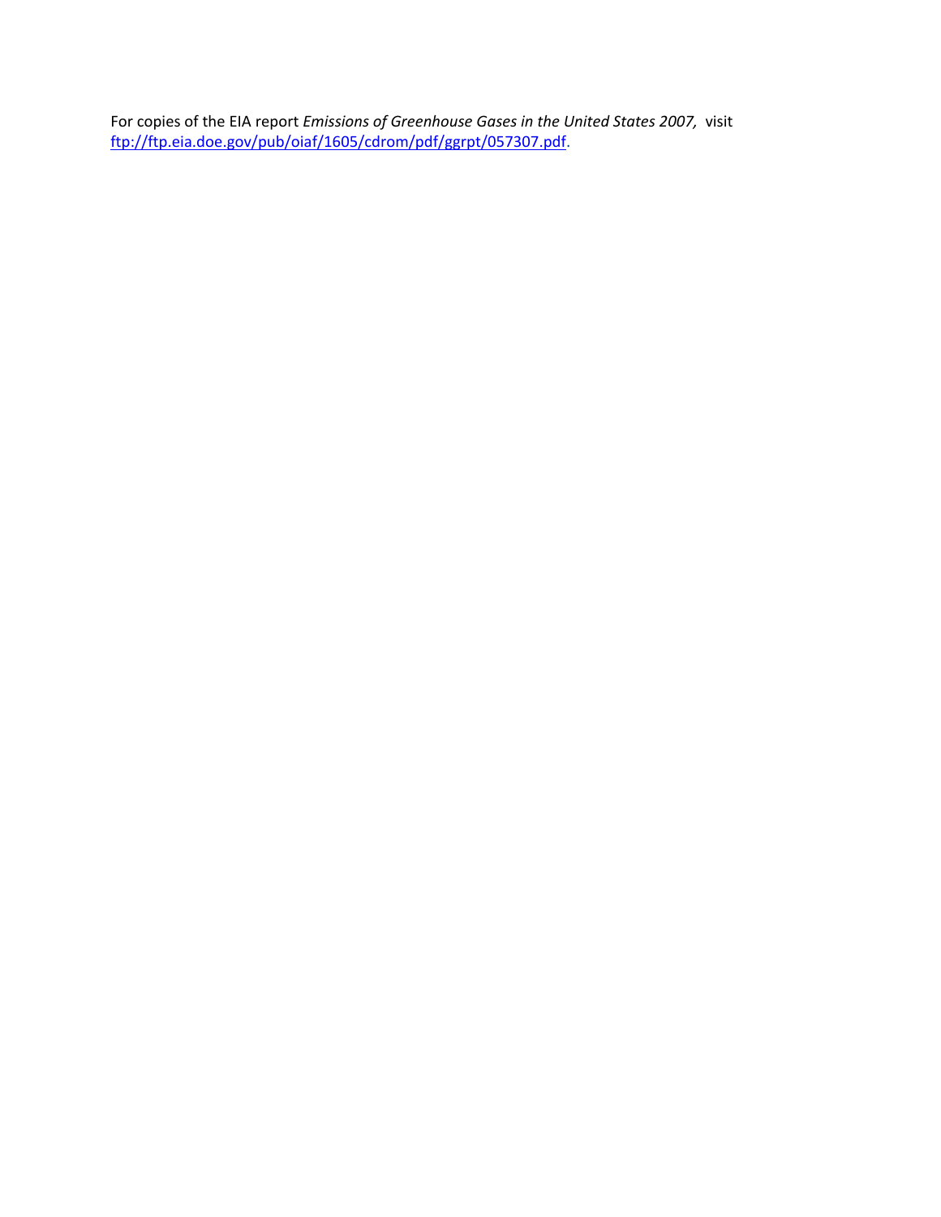For copies of the EIA report *Emissions of Greenhouse Gases in the United States 2007,* visit [ftp://ftp.eia.doe.gov/pub/oiaf/1605/cdrom/pdf/ggrpt/057307.pdf](ftp://ftp.eia.doe.gov/pub/oiaf/1605/cdrom/pdf/ggrpt/057307.pdf).